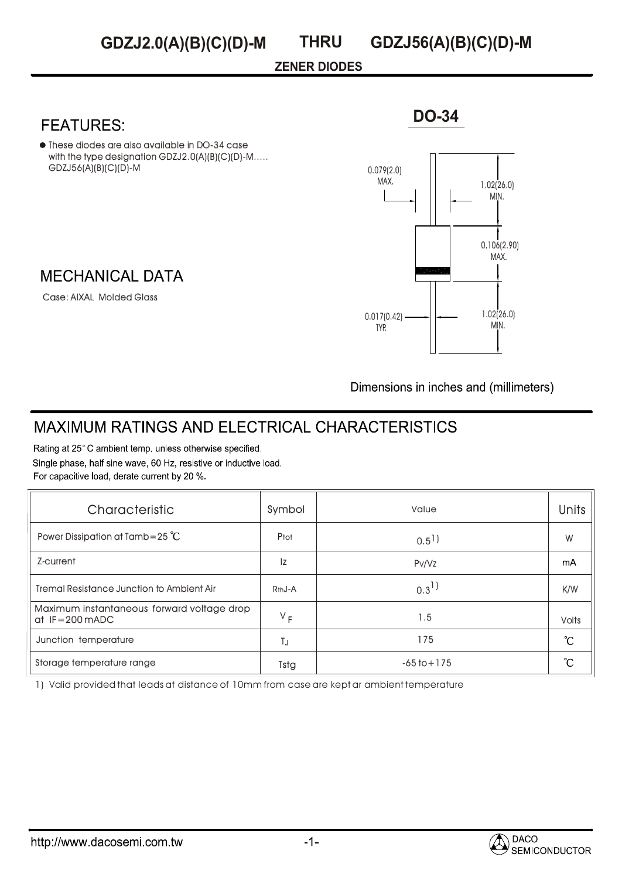# GDZJ2.0(A)(B)(C)(D)-M THRU GDZJ56(A)(B)(C)(D)-M

**ZENER DIODES**

## FEATURES:

- These diodes are also available in DO-34 case with the type designation GDZJ2.0(A)(B)(C)(D)-M..... GDZJ56(A)(B)(C)(D)-M

## MECHANICAL DATA

Case: AIXAL Molded Glass

**DO-34**

0.079(2.0) MAX.

1.02(26.0) MIN.

0.106(2.90) MAX.

0.017(0.42) TYP.

1.02(26.0) MIN.

Dimensions in inches and (millimeters)

## MAXIMUM RATINGS AND ELECTRICAL CHARACTERISTICS

Rating at 25° C ambient temp. unless otherwise specified.
Single phase, half sine wave, 60 Hz, resistive or inductive load.
For capacitive load, derate current by 20 %.

| Characteristic | Symbol | Value | Units |
|---|---|---|---|
| Power Dissipation at Tamb=25 ℃ | $P_{tot}$ | 0.5 1) | W |
| Z-current | Iz | Pv/Vz | mA |
| Tremal Resistance Junction to Ambient Air | $R_{thJ-A}$ | 0.3 1) | K/W |
| Maximum instantaneous forward voltage drop at IF=200 mADC | $V_F$ | 1.5 | Volts |
| Junction temperature | $T_J$ | 175 | ℃ |
| Storage temperature range | Tstg | -65 to+175 | ℃ |

1) Valid provided that leads at distance of 10mm from case are kept ar ambient temperature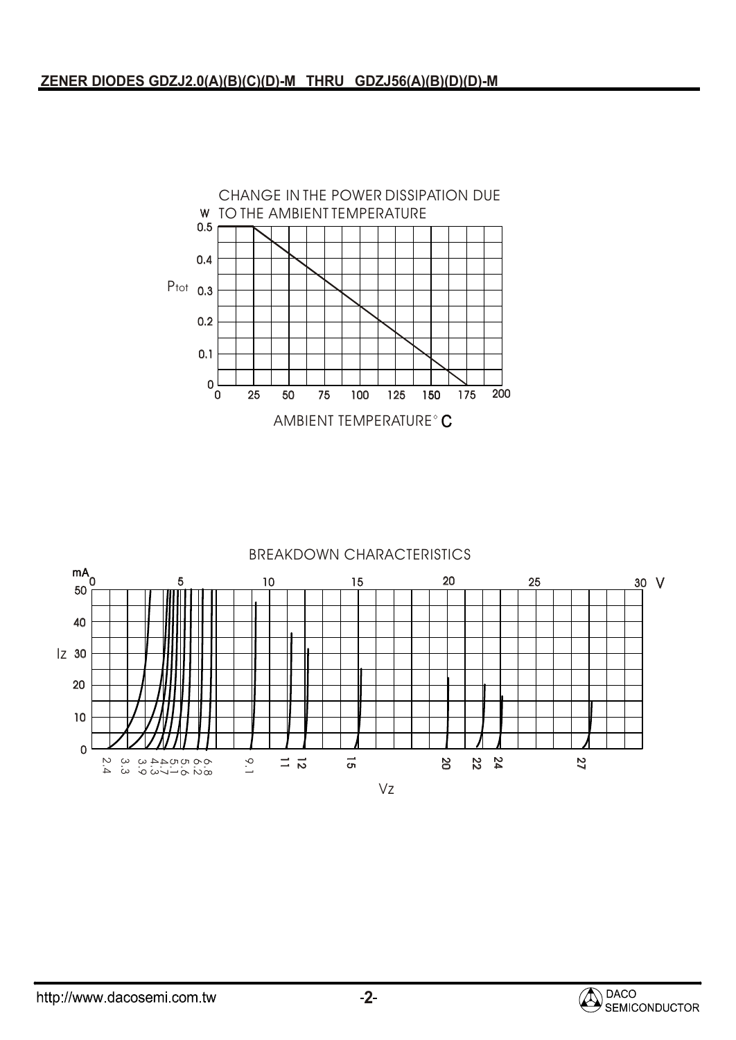CHANGE IN THE POWER DISSIPATION DUE TO THE AMBIENT TEMPERATURE

W

$P_{tot}$

0.5
0.4
0.3
0.2
0.1
0

0 25 50 75 100 125 150 175 200

AMBIENT TEMPERATURE° C

BREAKDOWN CHARACTERISTICS

mA

$I_Z$

50
40
30
20
10
0

0 5 10 15 20 25 30 V

2.4 3.3 3.9 4.3 4.7 5.1 5.6 6.2 6.8 9.1 11 12 15 20 22 24 27

$V_Z$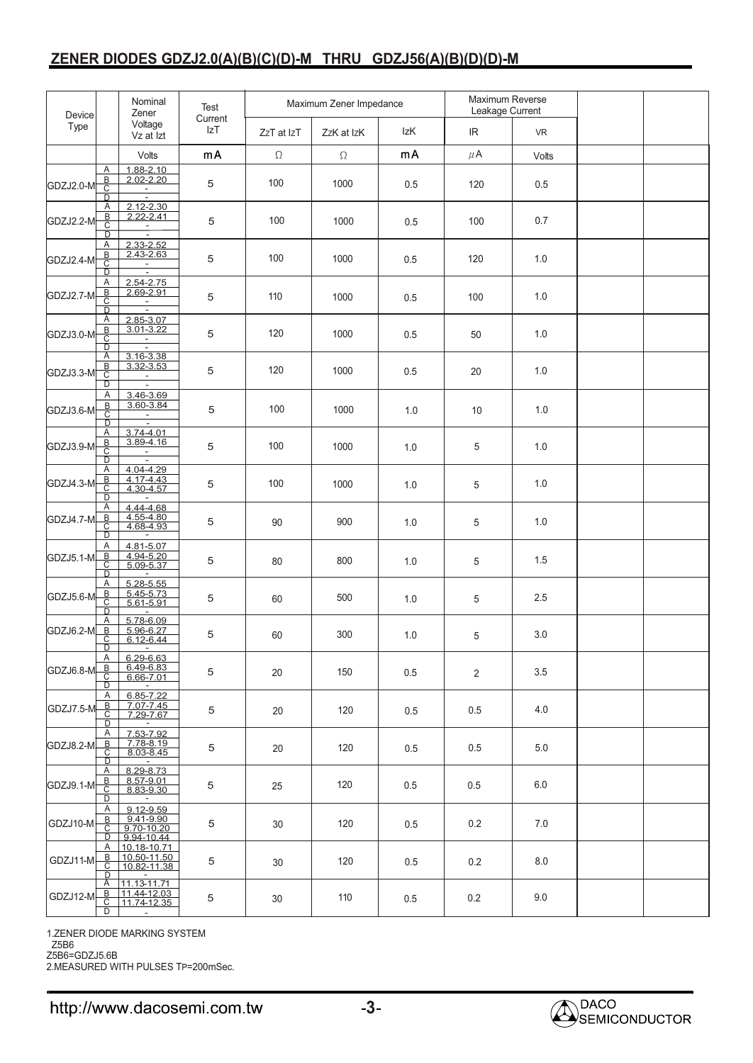## ZENER DIODES GDZJ2.0(A)(B)(C)(D)-M THRU GDZJ56(A)(B)(D)(D)-M

| Device Type | | Nominal Zener Voltage Vz at Izt | Test Current IzT | Maximum Zener Impedance | | | Maximum Reverse Leakage Current | | | |
|---|---|---|---|---|---|---|---|---|---|---|
| | | | | ZzT at IzT | ZzK at IzK | IzK | IR | VR | | |
| | | Volts | mA | Ω | Ω | mA | μA | Volts | | |
| GDZJ2.0-M | A | 1.88-2.10 | 5 | 100 | 1000 | 0.5 | 120 | 0.5 | | |
| | B | 2.02-2.20 | | | | | | | | |
| | C | - | | | | | | | | |
| | D | - | | | | | | | | |
| GDZJ2.2-M | A | 2.12-2.30 | 5 | 100 | 1000 | 0.5 | 100 | 0.7 | | |
| | B | 2.22-2.41 | | | | | | | | |
| | C | - | | | | | | | | |
| | D | - | | | | | | | | |
| GDZJ2.4-M | A | 2.33-2.52 | 5 | 100 | 1000 | 0.5 | 120 | 1.0 | | |
| | B | 2.43-2.63 | | | | | | | | |
| | C | - | | | | | | | | |
| | D | - | | | | | | | | |
| GDZJ2.7-M | A | 2.54-2.75 | 5 | 110 | 1000 | 0.5 | 100 | 1.0 | | |
| | B | 2.69-2.91 | | | | | | | | |
| | C | - | | | | | | | | |
| | D | - | | | | | | | | |
| GDZJ3.0-M | A | 2.85-3.07 | 5 | 120 | 1000 | 0.5 | 50 | 1.0 | | |
| | B | 3.01-3.22 | | | | | | | | |
| | C | - | | | | | | | | |
| | D | - | | | | | | | | |
| GDZJ3.3-M | A | 3.16-3.38 | 5 | 120 | 1000 | 0.5 | 20 | 1.0 | | |
| | B | 3.32-3.53 | | | | | | | | |
| | C | - | | | | | | | | |
| | D | - | | | | | | | | |
| GDZJ3.6-M | A | 3.46-3.69 | 5 | 100 | 1000 | 1.0 | 10 | 1.0 | | |
| | B | 3.60-3.84 | | | | | | | | |
| | C | - | | | | | | | | |
| | D | - | | | | | | | | |
| GDZJ3.9-M | A | 3.74-4.01 | 5 | 100 | 1000 | 1.0 | 5 | 1.0 | | |
| | B | 3.89-4.16 | | | | | | | | |
| | C | - | | | | | | | | |
| | D | - | | | | | | | | |
| GDZJ4.3-M | A | 4.04-4.29 | 5 | 100 | 1000 | 1.0 | 5 | 1.0 | | |
| | B | 4.17-4.43 | | | | | | | | |
| | C | 4.30-4.57 | | | | | | | | |
| | D | - | | | | | | | | |
| GDZJ4.7-M | A | 4.44-4.68 | 5 | 90 | 900 | 1.0 | 5 | 1.0 | | |
| | B | 4.55-4.80 | | | | | | | | |
| | C | 4.68-4.93 | | | | | | | | |
| | D | - | | | | | | | | |
| GDZJ5.1-M | A | 4.81-5.07 | 5 | 80 | 800 | 1.0 | 5 | 1.5 | | |
| | B | 4.94-5.20 | | | | | | | | |
| | C | 5.09-5.37 | | | | | | | | |
| | D | - | | | | | | | | |
| GDZJ5.6-M | A | 5.28-5.55 | 5 | 60 | 500 | 1.0 | 5 | 2.5 | | |
| | B | 5.45-5.73 | | | | | | | | |
| | C | 5.61-5.91 | | | | | | | | |
| | D | - | | | | | | | | |
| GDZJ6.2-M | A | 5.78-6.09 | 5 | 60 | 300 | 1.0 | 5 | 3.0 | | |
| | B | 5.96-6.27 | | | | | | | | |
| | C | 6.12-6.44 | | | | | | | | |
| | D | - | | | | | | | | |
| GDZJ6.8-M | A | 6.29-6.63 | 5 | 20 | 150 | 0.5 | 2 | 3.5 | | |
| | B | 6.49-6.83 | | | | | | | | |
| | C | 6.66-7.01 | | | | | | | | |
| | D | - | | | | | | | | |
| GDZJ7.5-M | A | 6.85-7.22 | 5 | 20 | 120 | 0.5 | 0.5 | 4.0 | | |
| | B | 7.07-7.45 | | | | | | | | |
| | C | 7.29-7.67 | | | | | | | | |
| | D | - | | | | | | | | |
| GDZJ8.2-M | A | 7.53-7.92 | 5 | 20 | 120 | 0.5 | 0.5 | 5.0 | | |
| | B | 7.78-8.19 | | | | | | | | |
| | C | 8.03-8.45 | | | | | | | | |
| | D | - | | | | | | | | |
| GDZJ9.1-M | A | 8.29-8.73 | 5 | 25 | 120 | 0.5 | 0.5 | 6.0 | | |
| | B | 8.57-9.01 | | | | | | | | |
| | C | 8.83-9.30 | | | | | | | | |
| | D | - | | | | | | | | |
| GDZJ10-M | A | 9.12-9.59 | 5 | 30 | 120 | 0.5 | 0.2 | 7.0 | | |
| | B | 9.41-9.90 | | | | | | | | |
| | C | 9.70-10.20 | | | | | | | | |
| | D | 9.94-10.44 | | | | | | | | |
| GDZJ11-M | A | 10.18-10.71 | 5 | 30 | 120 | 0.5 | 0.2 | 8.0 | | |
| | B | 10.50-11.50 | | | | | | | | |
| | C | 10.82-11.38 | | | | | | | | |
| | D | - | | | | | | | | |
| GDZJ12-M | A | 11.13-11.71 | 5 | 30 | 110 | 0.5 | 0.2 | 9.0 | | |
| | B | 11.44-12.03 | | | | | | | | |
| | C | 11.74-12.35 | | | | | | | | |
| | D | - | | | | | | | | |

1.ZENER DIODE MARKING SYSTEM
Z5B6
Z5B6=GDZJ5.6B
2.MEASURED WITH PULSES TP=200mSec.

http://www.dacosemi.com.tw

DACO SEMICONDUCTOR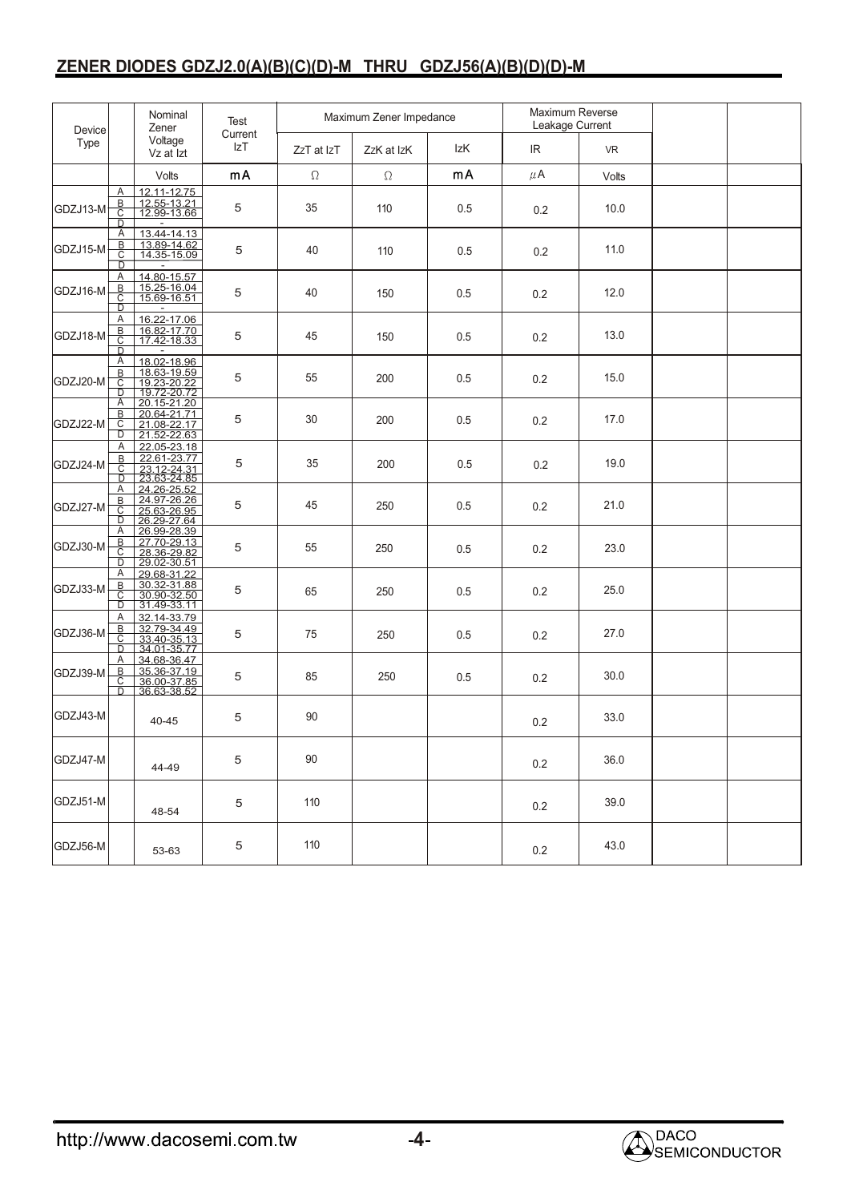## ZENER DIODES GDZJ2.0(A)(B)(C)(D)-M THRU GDZJ56(A)(B)(D)(D)-M

| Device Type | | Nominal Zener Voltage Vz at Izt | Test Current IzT | Maximum Zener Impedance | | | Maximum Reverse Leakage Current | | | |
|---|---|---|---|---|---|---|---|---|---|---|
| | | | | ZzT at IzT | ZzK at IzK | IzK | IR | VR | | |
| | | Volts | mA | Ω | Ω | mA | μA | Volts | | |
| GDZJ13-M | A | 12.11-12.75 | 5 | 35 | 110 | 0.5 | 0.2 | 10.0 | | |
| | B | 12.55-13.21 | | | | | | | | |
| | C | 12.99-13.66 | | | | | | | | |
| | D | - | | | | | | | | |
| GDZJ15-M | A | 13.44-14.13 | 5 | 40 | 110 | 0.5 | 0.2 | 11.0 | | |
| | B | 13.89-14.62 | | | | | | | | |
| | C | 14.35-15.09 | | | | | | | | |
| | D | - | | | | | | | | |
| GDZJ16-M | A | 14.80-15.57 | 5 | 40 | 150 | 0.5 | 0.2 | 12.0 | | |
| | B | 15.25-16.04 | | | | | | | | |
| | C | 15.69-16.51 | | | | | | | | |
| | D | - | | | | | | | | |
| GDZJ18-M | A | 16.22-17.06 | 5 | 45 | 150 | 0.5 | 0.2 | 13.0 | | |
| | B | 16.82-17.70 | | | | | | | | |
| | C | 17.42-18.33 | | | | | | | | |
| | D | - | | | | | | | | |
| GDZJ20-M | A | 18.02-18.96 | 5 | 55 | 200 | 0.5 | 0.2 | 15.0 | | |
| | B | 18.63-19.59 | | | | | | | | |
| | C | 19.23-20.22 | | | | | | | | |
| | D | 19.72-20.72 | | | | | | | | |
| GDZJ22-M | A | 20.15-21.20 | 5 | 30 | 200 | 0.5 | 0.2 | 17.0 | | |
| | B | 20.64-21.71 | | | | | | | | |
| | C | 21.08-22.17 | | | | | | | | |
| | D | 21.52-22.63 | | | | | | | | |
| GDZJ24-M | A | 22.05-23.18 | 5 | 35 | 200 | 0.5 | 0.2 | 19.0 | | |
| | B | 22.61-23.77 | | | | | | | | |
| | C | 23.12-24.31 | | | | | | | | |
| | D | 23.63-24.85 | | | | | | | | |
| GDZJ27-M | A | 24.26-25.52 | 5 | 45 | 250 | 0.5 | 0.2 | 21.0 | | |
| | B | 24.97-26.26 | | | | | | | | |
| | C | 25.63-26.95 | | | | | | | | |
| | D | 26.29-27.64 | | | | | | | | |
| GDZJ30-M | A | 26.99-28.39 | 5 | 55 | 250 | 0.5 | 0.2 | 23.0 | | |
| | B | 27.70-29.13 | | | | | | | | |
| | C | 28.36-29.82 | | | | | | | | |
| | D | 29.02-30.51 | | | | | | | | |
| GDZJ33-M | A | 29.68-31.22 | 5 | 65 | 250 | 0.5 | 0.2 | 25.0 | | |
| | B | 30.32-31.88 | | | | | | | | |
| | C | 30.90-32.50 | | | | | | | | |
| | D | 31.49-33.11 | | | | | | | | |
| GDZJ36-M | A | 32.14-33.79 | 5 | 75 | 250 | 0.5 | 0.2 | 27.0 | | |
| | B | 32.79-34.49 | | | | | | | | |
| | C | 33.40-35.13 | | | | | | | | |
| | D | 34.01-35.77 | | | | | | | | |
| GDZJ39-M | A | 34.68-36.47 | 5 | 85 | 250 | 0.5 | 0.2 | 30.0 | | |
| | B | 35.36-37.19 | | | | | | | | |
| | C | 36.00-37.85 | | | | | | | | |
| | D | 36.63-38.52 | | | | | | | | |
| GDZJ43-M | | 40-45 | 5 | 90 | | | 0.2 | 33.0 | | |
| GDZJ47-M | | 44-49 | 5 | 90 | | | 0.2 | 36.0 | | |
| GDZJ51-M | | 48-54 | 5 | 110 | | | 0.2 | 39.0 | | |
| GDZJ56-M | | 53-63 | 5 | 110 | | | 0.2 | 43.0 | | |

http://www.dacosemi.com.tw

DACO SEMICONDUCTOR